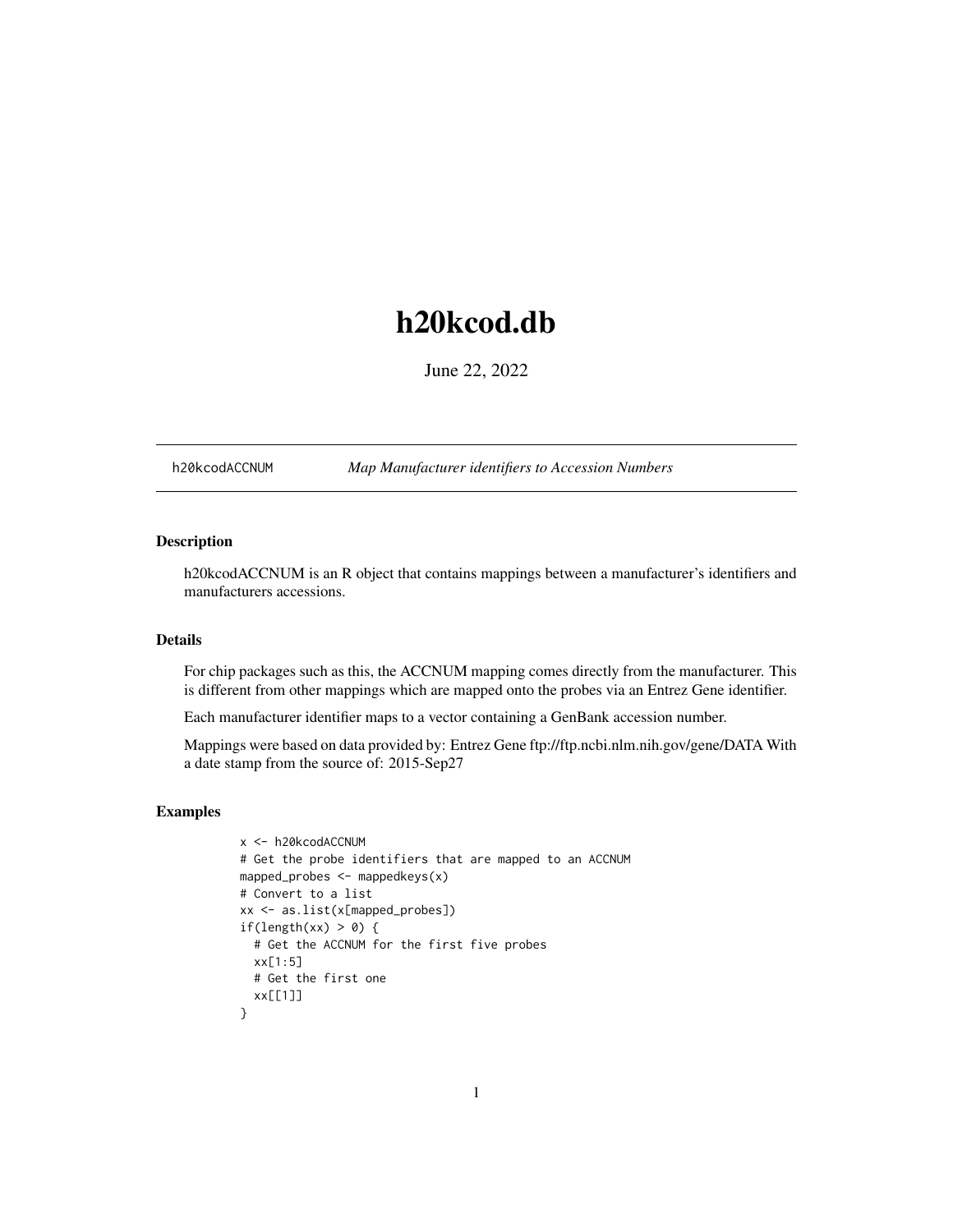# h20kcod.db

June 22, 2022

h20kcodACCNUM *Map Manufacturer identifiers to Accession Numbers*

### Description

h20kcodACCNUM is an R object that contains mappings between a manufacturer's identifiers and manufacturers accessions.

### Details

For chip packages such as this, the ACCNUM mapping comes directly from the manufacturer. This is different from other mappings which are mapped onto the probes via an Entrez Gene identifier.

Each manufacturer identifier maps to a vector containing a GenBank accession number.

Mappings were based on data provided by: Entrez Gene ftp://ftp.ncbi.nlm.nih.gov/gene/DATA With a date stamp from the source of: 2015-Sep27

### Examples

```
x <- h20kcodACCNUM
# Get the probe identifiers that are mapped to an ACCNUM
mapped_probes <- mappedkeys(x)
# Convert to a list
xx <- as.list(x[mapped_probes])
if(length(xx) > 0) {
  # Get the ACCNUM for the first five probes
  xx[1:5]
  # Get the first one
  xx[[1]]
}
```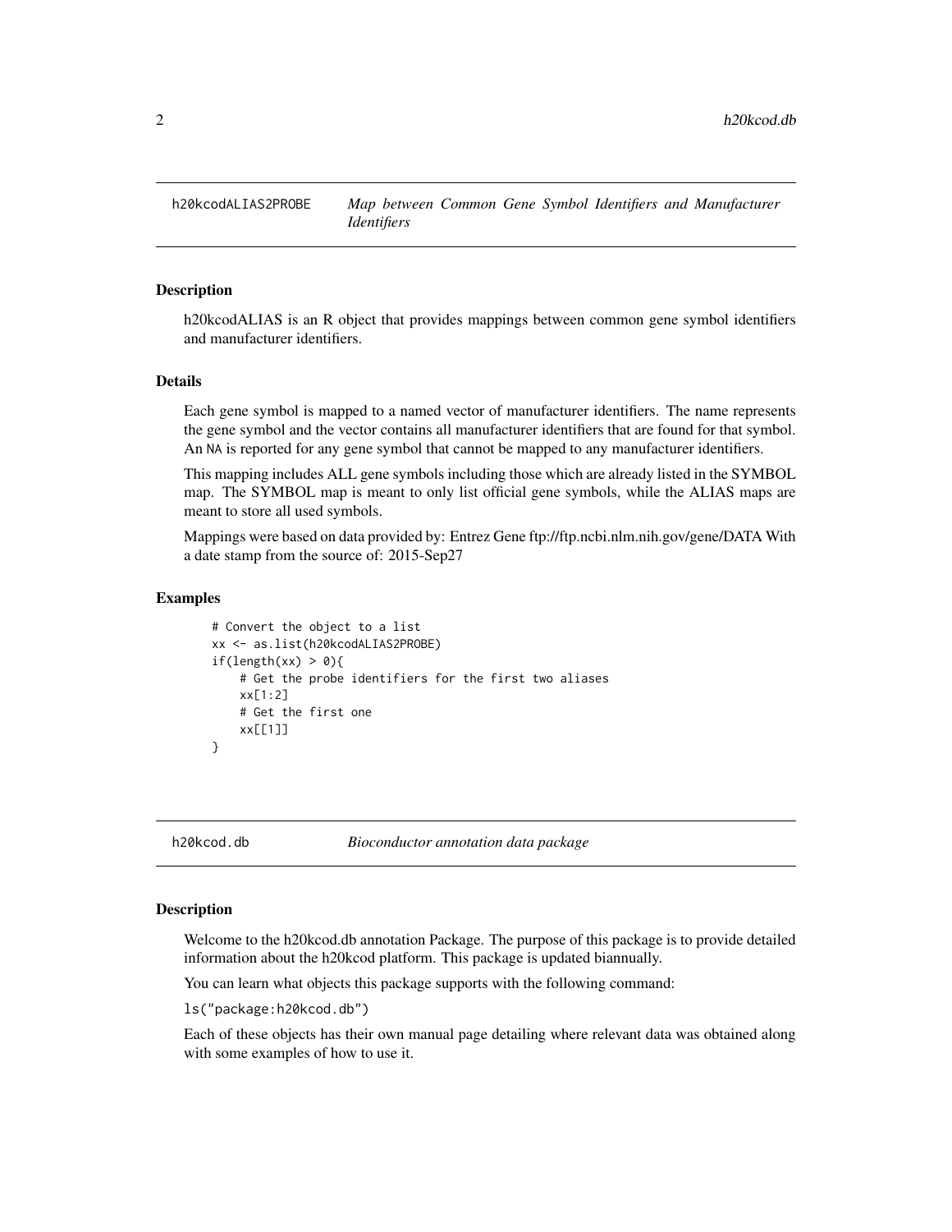## h20kcodALIAS2PROBE *Map between Common Gene Symbol Identifiers and Manufacturer Identifiers*

### Description

h20kcodALIAS is an R object that provides mappings between common gene symbol identifiers and manufacturer identifiers.

### Details

Each gene symbol is mapped to a named vector of manufacturer identifiers. The name represents the gene symbol and the vector contains all manufacturer identifiers that are found for that symbol. An NA is reported for any gene symbol that cannot be mapped to any manufacturer identifiers.

This mapping includes ALL gene symbols including those which are already listed in the SYMBOL map. The SYMBOL map is meant to only list official gene symbols, while the ALIAS maps are meant to store all used symbols.

Mappings were based on data provided by: Entrez Gene ftp://ftp.ncbi.nlm.nih.gov/gene/DATA With a date stamp from the source of: 2015-Sep27

### Examples

```
# Convert the object to a list
xx <- as.list(h20kcodALIAS2PROBE)
if(length(xx) > 0){
    # Get the probe identifiers for the first two aliases
    xx[1:2]
    # Get the first one
    xx[[1]]
}
```

## h20kcod.db *Bioconductor annotation data package*

### Description

Welcome to the h20kcod.db annotation Package. The purpose of this package is to provide detailed information about the h20kcod platform. This package is updated biannually.

You can learn what objects this package supports with the following command:

`ls("package:h20kcod.db")`

Each of these objects has their own manual page detailing where relevant data was obtained along with some examples of how to use it.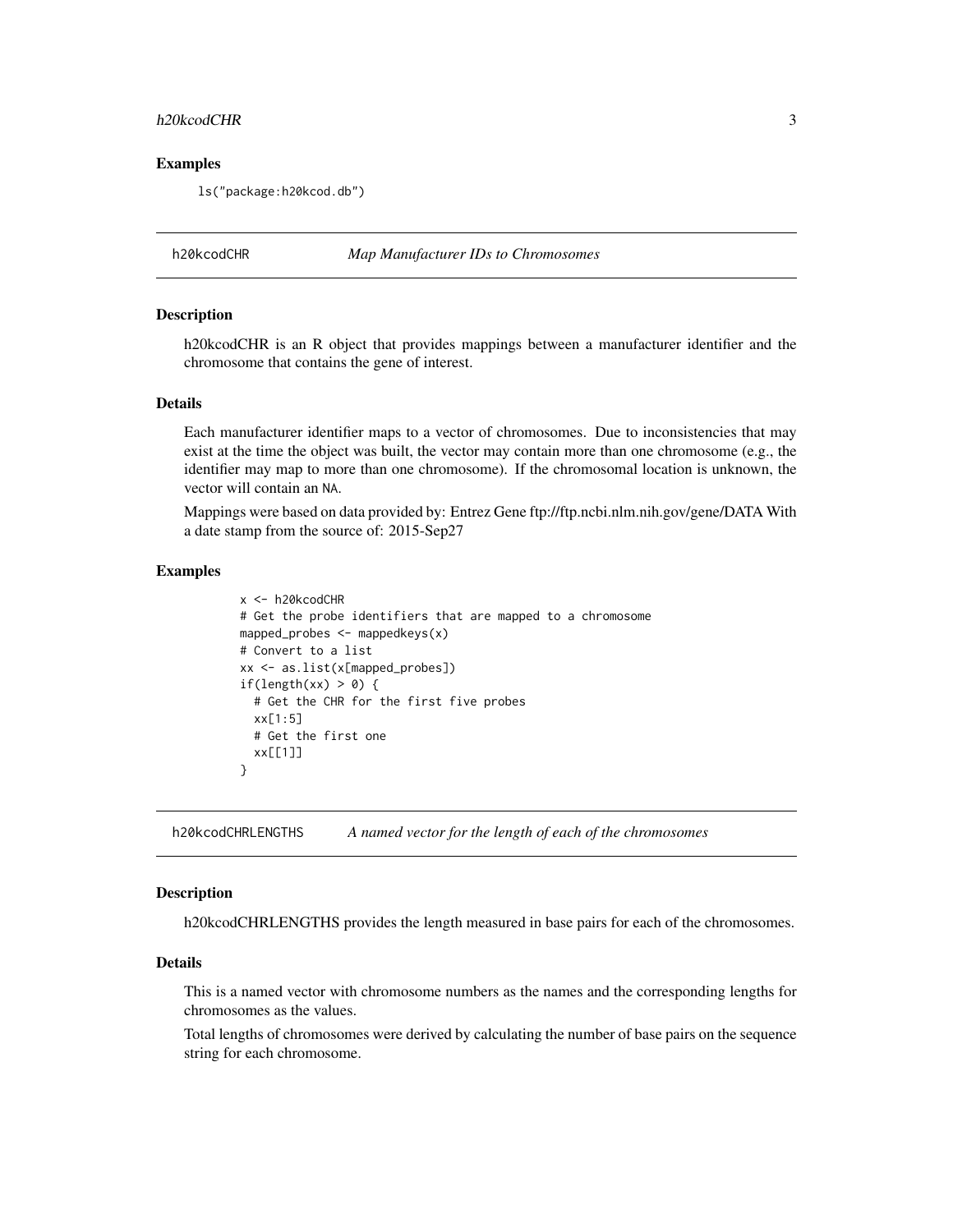### Examples

```
ls("package:h20kcod.db")
```

## h20kcodCHR *Map Manufacturer IDs to Chromosomes*

### Description

h20kcodCHR is an R object that provides mappings between a manufacturer identifier and the chromosome that contains the gene of interest.

### Details

Each manufacturer identifier maps to a vector of chromosomes. Due to inconsistencies that may exist at the time the object was built, the vector may contain more than one chromosome (e.g., the identifier may map to more than one chromosome). If the chromosomal location is unknown, the vector will contain an NA.

Mappings were based on data provided by: Entrez Gene ftp://ftp.ncbi.nlm.nih.gov/gene/DATA With a date stamp from the source of: 2015-Sep27

### Examples

```
x <- h20kcodCHR
# Get the probe identifiers that are mapped to a chromosome
mapped_probes <- mappedkeys(x)
# Convert to a list
xx <- as.list(x[mapped_probes])
if(length(xx) > 0) {
  # Get the CHR for the first five probes
  xx[1:5]
  # Get the first one
  xx[[1]]
}
```

## h20kcodCHRLENGTHS *A named vector for the length of each of the chromosomes*

### Description

h20kcodCHRLENGTHS provides the length measured in base pairs for each of the chromosomes.

### Details

This is a named vector with chromosome numbers as the names and the corresponding lengths for chromosomes as the values.

Total lengths of chromosomes were derived by calculating the number of base pairs on the sequence string for each chromosome.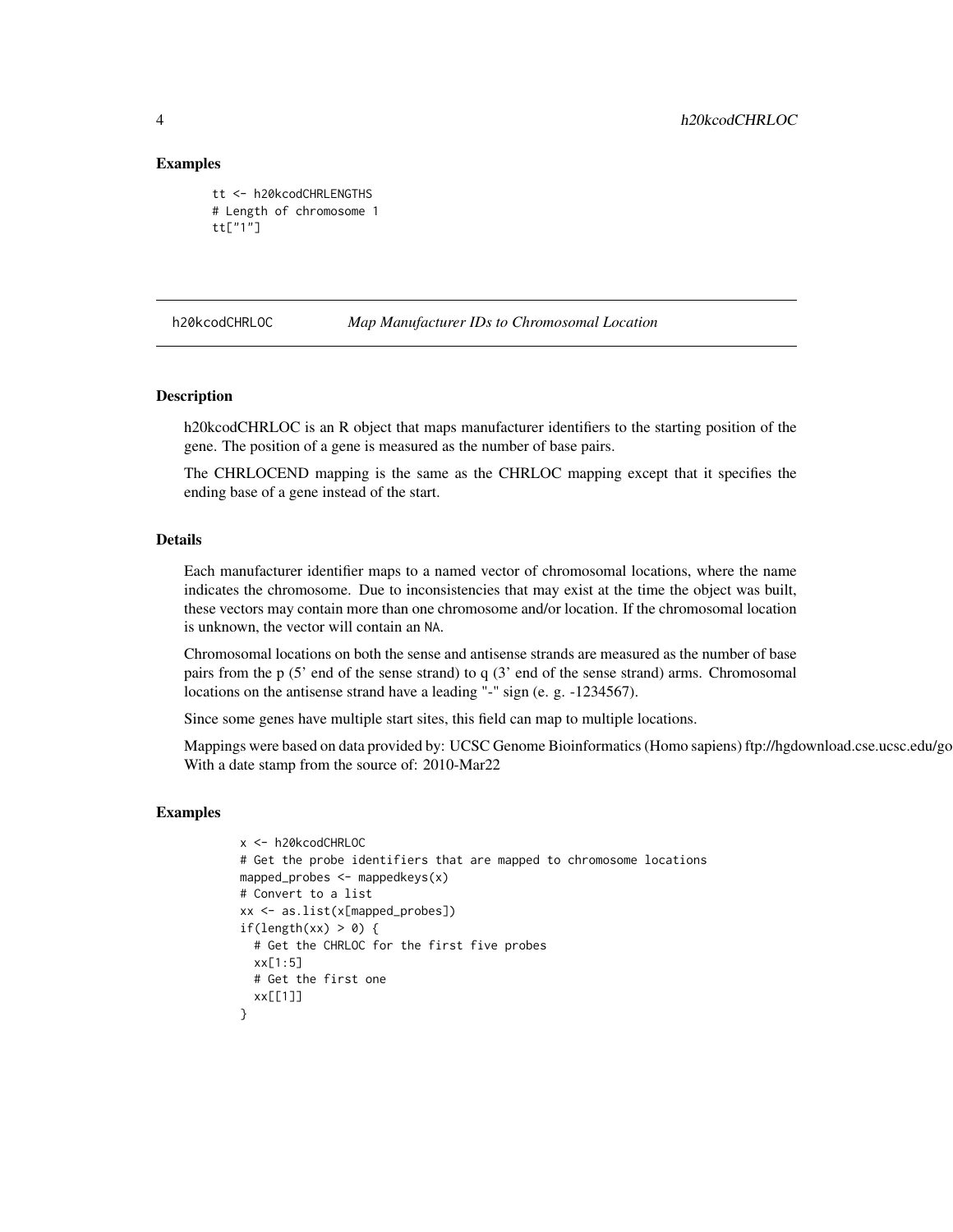### Examples

```
tt <- h20kcodCHRLENGTHS
# Length of chromosome 1
tt["1"]
```

---

## h20kcodCHRLOC    *Map Manufacturer IDs to Chromosomal Location*

### Description

h20kcodCHRLOC is an R object that maps manufacturer identifiers to the starting position of the gene. The position of a gene is measured as the number of base pairs.

The CHRLOCEND mapping is the same as the CHRLOC mapping except that it specifies the ending base of a gene instead of the start.

### Details

Each manufacturer identifier maps to a named vector of chromosomal locations, where the name indicates the chromosome. Due to inconsistencies that may exist at the time the object was built, these vectors may contain more than one chromosome and/or location. If the chromosomal location is unknown, the vector will contain an NA.

Chromosomal locations on both the sense and antisense strands are measured as the number of base pairs from the p (5' end of the sense strand) to q (3' end of the sense strand) arms. Chromosomal locations on the antisense strand have a leading "-" sign (e. g. -1234567).

Since some genes have multiple start sites, this field can map to multiple locations.

Mappings were based on data provided by: UCSC Genome Bioinformatics (Homo sapiens) ftp://hgdownload.cse.ucsc.edu/go
With a date stamp from the source of: 2010-Mar22

### Examples

```
x <- h20kcodCHRLOC
# Get the probe identifiers that are mapped to chromosome locations
mapped_probes <- mappedkeys(x)
# Convert to a list
xx <- as.list(x[mapped_probes])
if(length(xx) > 0) {
  # Get the CHRLOC for the first five probes
  xx[1:5]
  # Get the first one
  xx[[1]]
}
```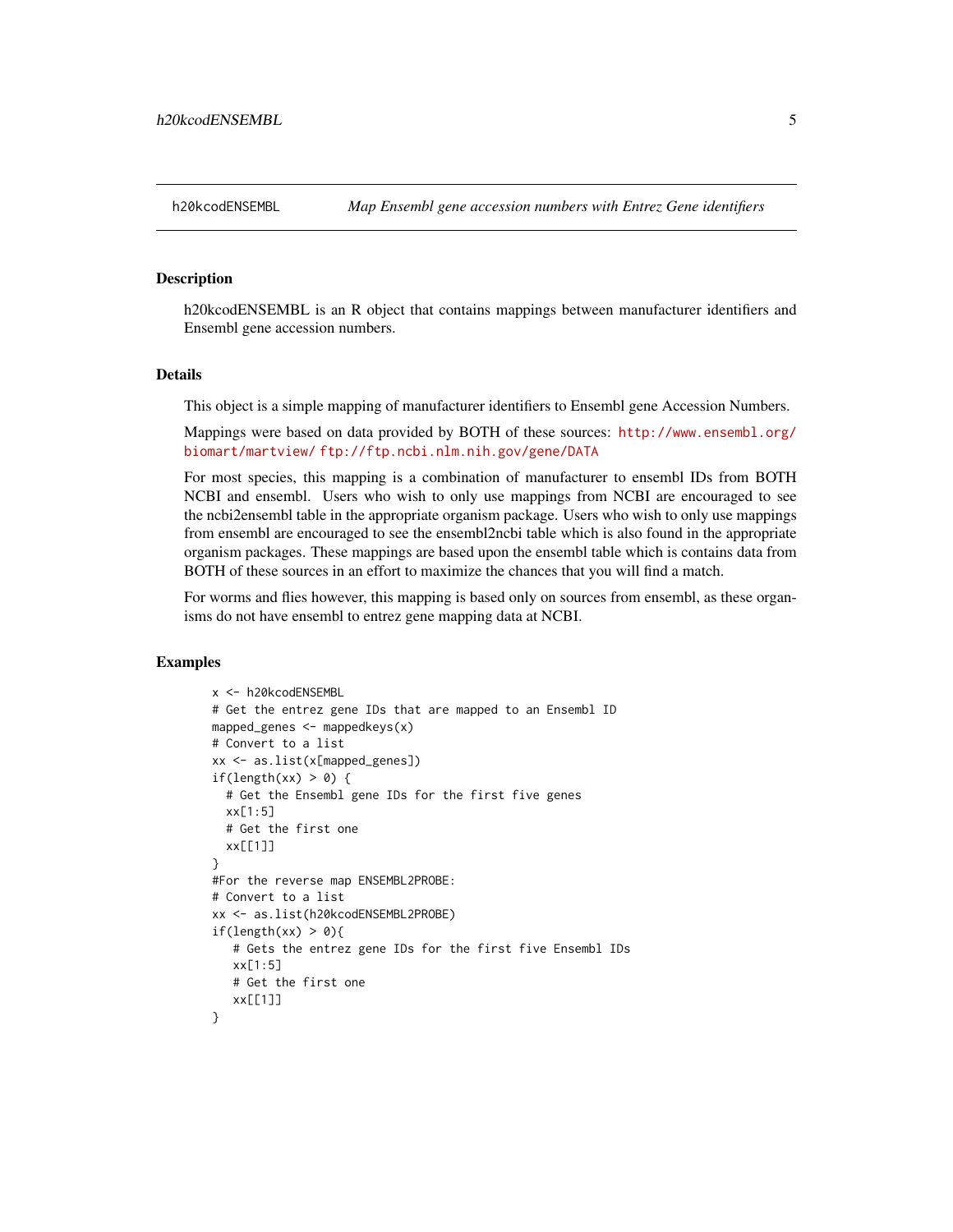`h20kcodENSEMBL` *Map Ensembl gene accession numbers with Entrez Gene identifiers*

## Description

h20kcodENSEMBL is an R object that contains mappings between manufacturer identifiers and Ensembl gene accession numbers.

## Details

This object is a simple mapping of manufacturer identifiers to Ensembl gene Accession Numbers.

Mappings were based on data provided by BOTH of these sources: http://www.ensembl.org/biomart/martview/ ftp://ftp.ncbi.nlm.nih.gov/gene/DATA

For most species, this mapping is a combination of manufacturer to ensembl IDs from BOTH NCBI and ensembl. Users who wish to only use mappings from NCBI are encouraged to see the ncbi2ensembl table in the appropriate organism package. Users who wish to only use mappings from ensembl are encouraged to see the ensembl2ncbi table which is also found in the appropriate organism packages. These mappings are based upon the ensembl table which is contains data from BOTH of these sources in an effort to maximize the chances that you will find a match.

For worms and flies however, this mapping is based only on sources from ensembl, as these organisms do not have ensembl to entrez gene mapping data at NCBI.

## Examples

```
x <- h20kcodENSEMBL
# Get the entrez gene IDs that are mapped to an Ensembl ID
mapped_genes <- mappedkeys(x)
# Convert to a list
xx <- as.list(x[mapped_genes])
if(length(xx) > 0) {
  # Get the Ensembl gene IDs for the first five genes
  xx[1:5]
  # Get the first one
  xx[[1]]
}
#For the reverse map ENSEMBL2PROBE:
# Convert to a list
xx <- as.list(h20kcodENSEMBL2PROBE)
if(length(xx) > 0){
   # Gets the entrez gene IDs for the first five Ensembl IDs
   xx[1:5]
   # Get the first one
   xx[[1]]
}
```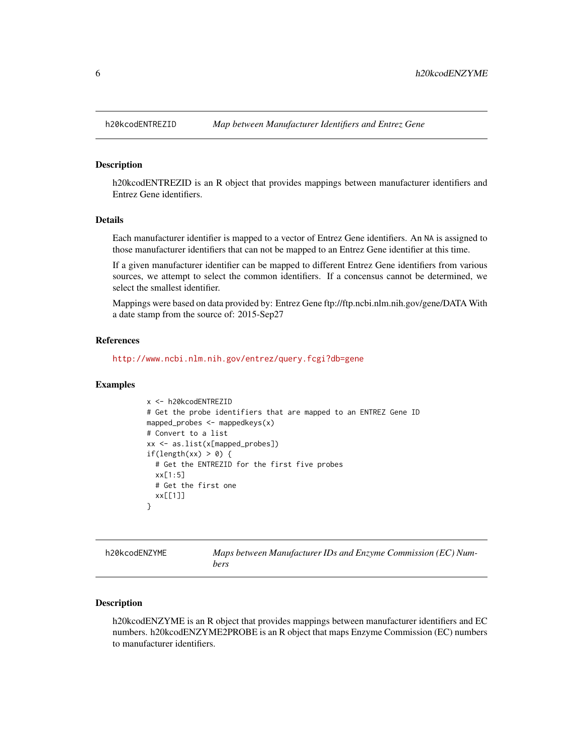## h20kcodENTREZID — *Map between Manufacturer Identifiers and Entrez Gene*

### Description

h20kcodENTREZID is an R object that provides mappings between manufacturer identifiers and Entrez Gene identifiers.

### Details

Each manufacturer identifier is mapped to a vector of Entrez Gene identifiers. An NA is assigned to those manufacturer identifiers that can not be mapped to an Entrez Gene identifier at this time.

If a given manufacturer identifier can be mapped to different Entrez Gene identifiers from various sources, we attempt to select the common identifiers. If a concensus cannot be determined, we select the smallest identifier.

Mappings were based on data provided by: Entrez Gene ftp://ftp.ncbi.nlm.nih.gov/gene/DATA With a date stamp from the source of: 2015-Sep27

### References

http://www.ncbi.nlm.nih.gov/entrez/query.fcgi?db=gene

### Examples

```
x <- h20kcodENTREZID
# Get the probe identifiers that are mapped to an ENTREZ Gene ID
mapped_probes <- mappedkeys(x)
# Convert to a list
xx <- as.list(x[mapped_probes])
if(length(xx) > 0) {
  # Get the ENTREZID for the first five probes
  xx[1:5]
  # Get the first one
  xx[[1]]
}
```

## h20kcodENZYME — *Maps between Manufacturer IDs and Enzyme Commission (EC) Numbers*

### Description

h20kcodENZYME is an R object that provides mappings between manufacturer identifiers and EC numbers. h20kcodENZYME2PROBE is an R object that maps Enzyme Commission (EC) numbers to manufacturer identifiers.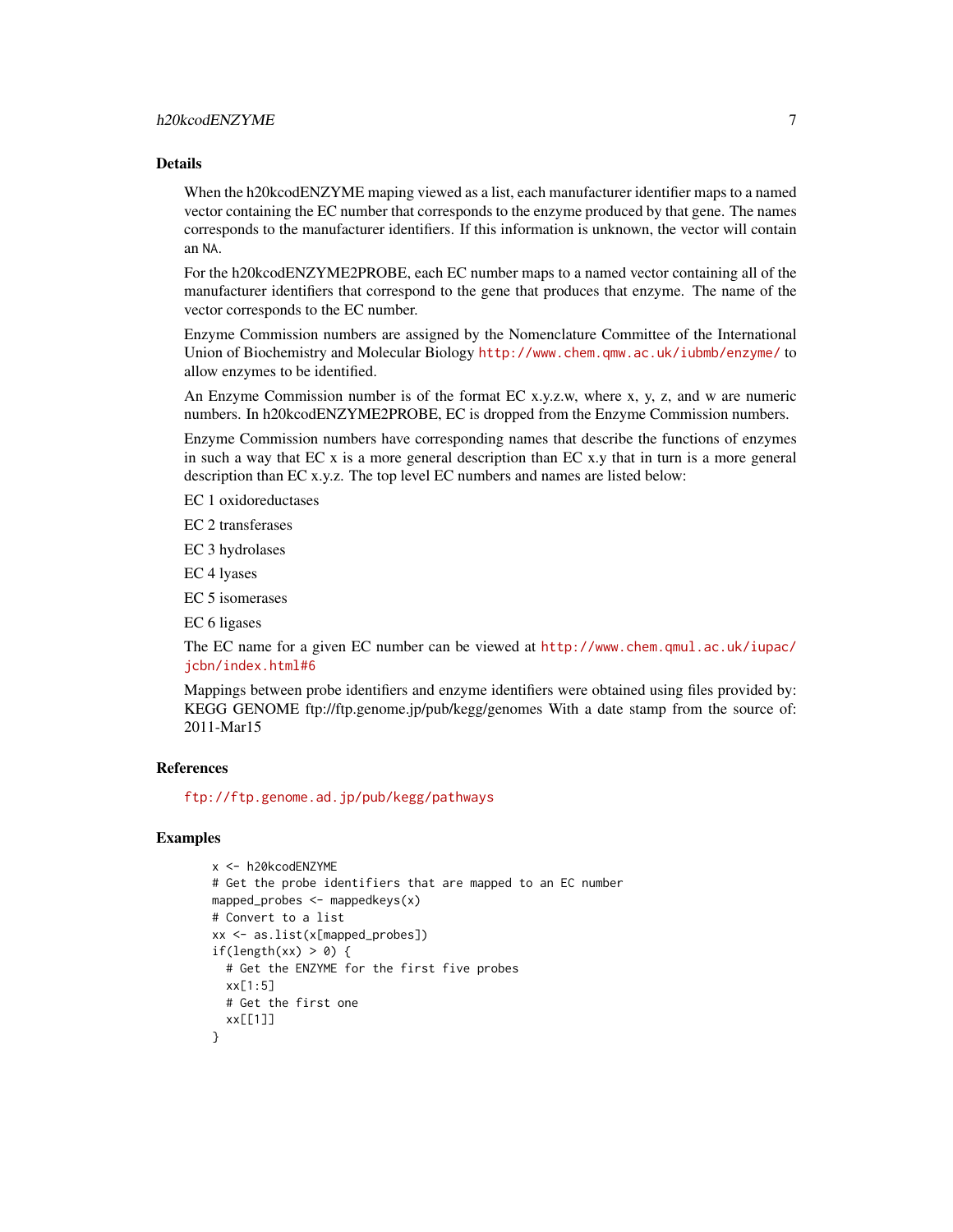## Details

When the h20kcodENZYME maping viewed as a list, each manufacturer identifier maps to a named vector containing the EC number that corresponds to the enzyme produced by that gene. The names corresponds to the manufacturer identifiers. If this information is unknown, the vector will contain an NA.

For the h20kcodENZYME2PROBE, each EC number maps to a named vector containing all of the manufacturer identifiers that correspond to the gene that produces that enzyme. The name of the vector corresponds to the EC number.

Enzyme Commission numbers are assigned by the Nomenclature Committee of the International Union of Biochemistry and Molecular Biology http://www.chem.qmw.ac.uk/iubmb/enzyme/ to allow enzymes to be identified.

An Enzyme Commission number is of the format EC x.y.z.w, where x, y, z, and w are numeric numbers. In h20kcodENZYME2PROBE, EC is dropped from the Enzyme Commission numbers.

Enzyme Commission numbers have corresponding names that describe the functions of enzymes in such a way that EC x is a more general description than EC x.y that in turn is a more general description than EC x.y.z. The top level EC numbers and names are listed below:

EC 1 oxidoreductases

EC 2 transferases

EC 3 hydrolases

EC 4 lyases

EC 5 isomerases

EC 6 ligases

The EC name for a given EC number can be viewed at http://www.chem.qmul.ac.uk/iupac/jcbn/index.html#6

Mappings between probe identifiers and enzyme identifiers were obtained using files provided by: KEGG GENOME ftp://ftp.genome.jp/pub/kegg/genomes With a date stamp from the source of: 2011-Mar15

## References

ftp://ftp.genome.ad.jp/pub/kegg/pathways

## Examples

```
x <- h20kcodENZYME
# Get the probe identifiers that are mapped to an EC number
mapped_probes <- mappedkeys(x)
# Convert to a list
xx <- as.list(x[mapped_probes])
if(length(xx) > 0) {
  # Get the ENZYME for the first five probes
  xx[1:5]
  # Get the first one
  xx[[1]]
}
```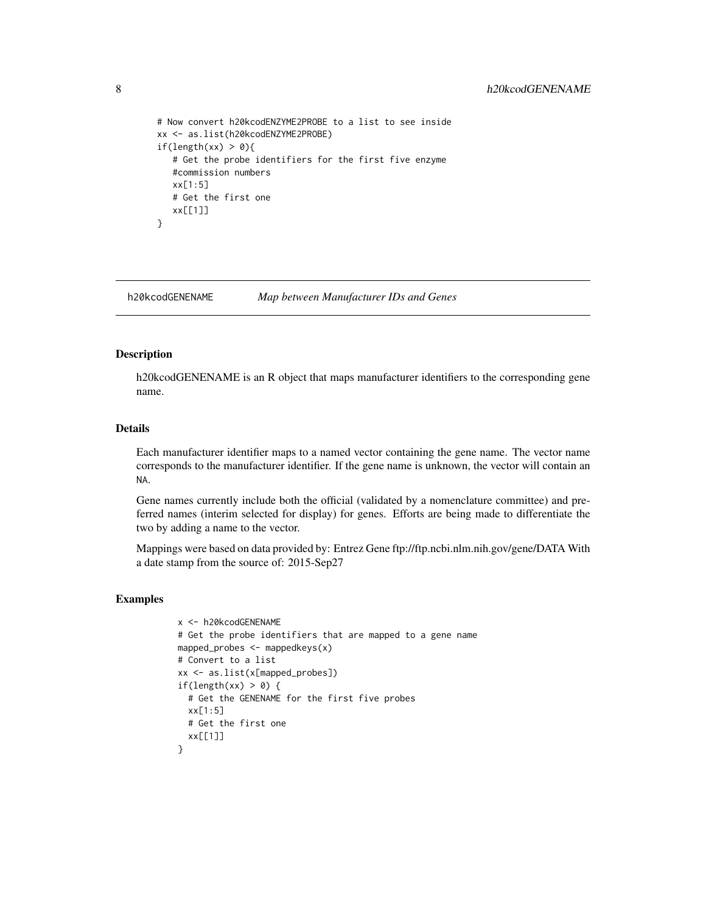```
# Now convert h20kcodENZYME2PROBE to a list to see inside
xx <- as.list(h20kcodENZYME2PROBE)
if(length(xx) > 0){
   # Get the probe identifiers for the first five enzyme
   #commission numbers
   xx[1:5]
   # Get the first one
   xx[[1]]
}
```

## h20kcodGENENAME *Map between Manufacturer IDs and Genes*

### Description

h20kcodGENENAME is an R object that maps manufacturer identifiers to the corresponding gene name.

### Details

Each manufacturer identifier maps to a named vector containing the gene name. The vector name corresponds to the manufacturer identifier. If the gene name is unknown, the vector will contain an NA.

Gene names currently include both the official (validated by a nomenclature committee) and preferred names (interim selected for display) for genes. Efforts are being made to differentiate the two by adding a name to the vector.

Mappings were based on data provided by: Entrez Gene ftp://ftp.ncbi.nlm.nih.gov/gene/DATA With a date stamp from the source of: 2015-Sep27

### Examples

```
x <- h20kcodGENENAME
# Get the probe identifiers that are mapped to a gene name
mapped_probes <- mappedkeys(x)
# Convert to a list
xx <- as.list(x[mapped_probes])
if(length(xx) > 0) {
  # Get the GENENAME for the first five probes
  xx[1:5]
  # Get the first one
  xx[[1]]
}
```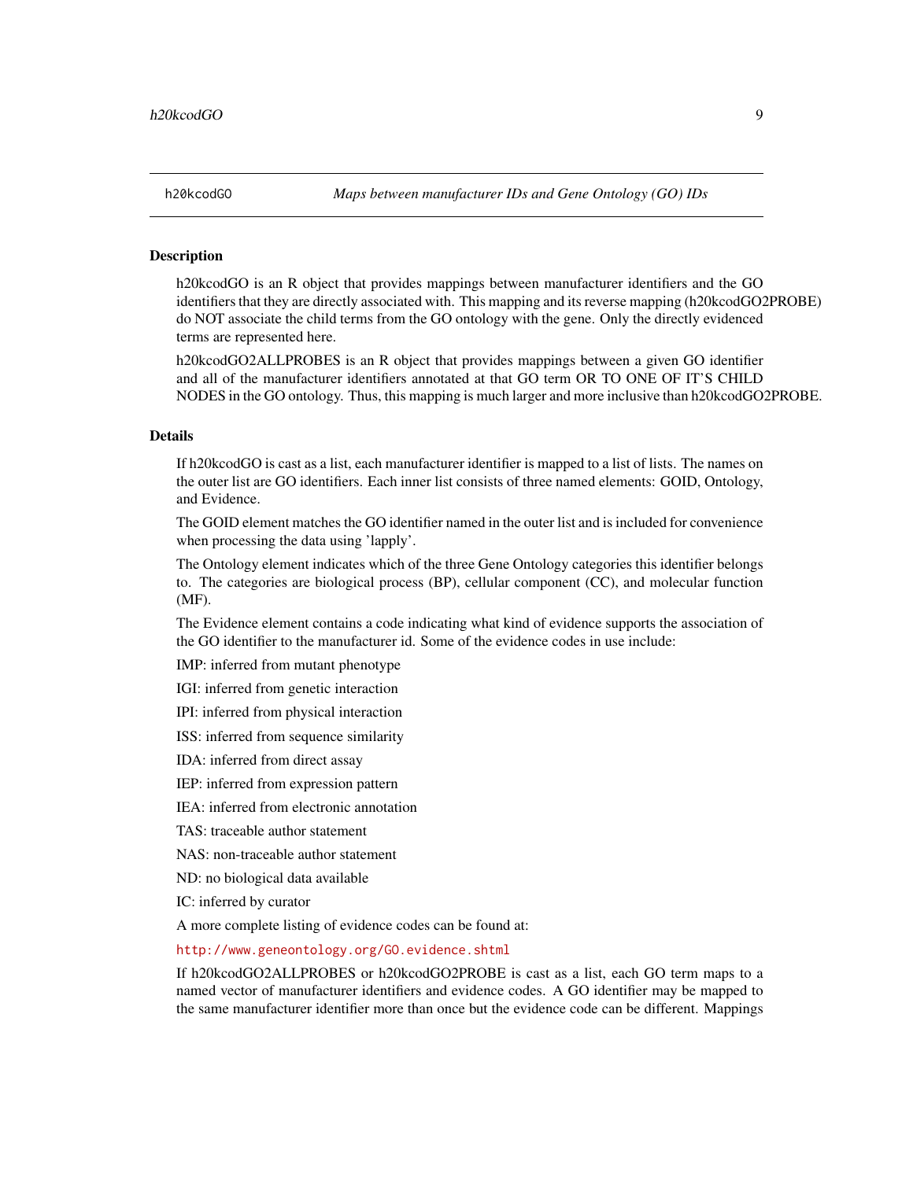## h20kcodGO *Maps between manufacturer IDs and Gene Ontology (GO) IDs*

### Description

h20kcodGO is an R object that provides mappings between manufacturer identifiers and the GO identifiers that they are directly associated with. This mapping and its reverse mapping (h20kcodGO2PROBE) do NOT associate the child terms from the GO ontology with the gene. Only the directly evidenced terms are represented here.

h20kcodGO2ALLPROBES is an R object that provides mappings between a given GO identifier and all of the manufacturer identifiers annotated at that GO term OR TO ONE OF IT'S CHILD NODES in the GO ontology. Thus, this mapping is much larger and more inclusive than h20kcodGO2PROBE.

### Details

If h20kcodGO is cast as a list, each manufacturer identifier is mapped to a list of lists. The names on the outer list are GO identifiers. Each inner list consists of three named elements: GOID, Ontology, and Evidence.

The GOID element matches the GO identifier named in the outer list and is included for convenience when processing the data using 'lapply'.

The Ontology element indicates which of the three Gene Ontology categories this identifier belongs to. The categories are biological process (BP), cellular component (CC), and molecular function (MF).

The Evidence element contains a code indicating what kind of evidence supports the association of the GO identifier to the manufacturer id. Some of the evidence codes in use include:

IMP: inferred from mutant phenotype

IGI: inferred from genetic interaction

IPI: inferred from physical interaction

ISS: inferred from sequence similarity

IDA: inferred from direct assay

IEP: inferred from expression pattern

IEA: inferred from electronic annotation

TAS: traceable author statement

NAS: non-traceable author statement

ND: no biological data available

IC: inferred by curator

A more complete listing of evidence codes can be found at:

http://www.geneontology.org/GO.evidence.shtml

If h20kcodGO2ALLPROBES or h20kcodGO2PROBE is cast as a list, each GO term maps to a named vector of manufacturer identifiers and evidence codes. A GO identifier may be mapped to the same manufacturer identifier more than once but the evidence code can be different. Mappings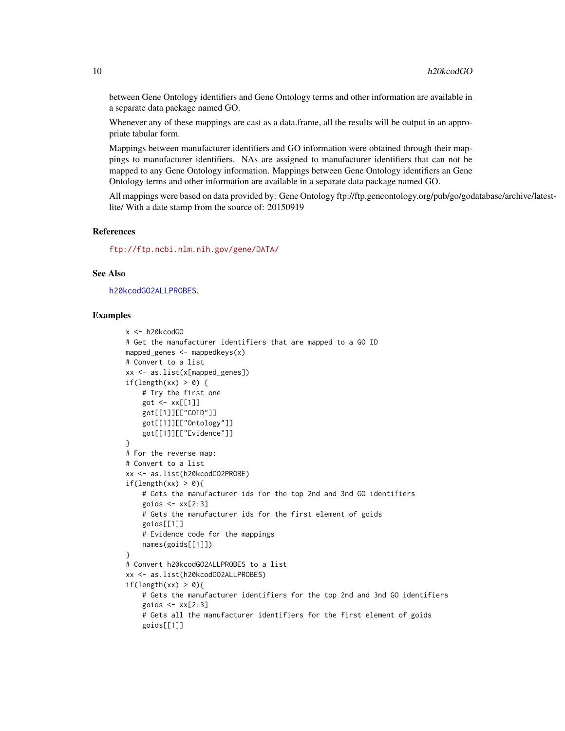between Gene Ontology identifiers and Gene Ontology terms and other information are available in a separate data package named GO.

Whenever any of these mappings are cast as a data.frame, all the results will be output in an appropriate tabular form.

Mappings between manufacturer identifiers and GO information were obtained through their mappings to manufacturer identifiers. NAs are assigned to manufacturer identifiers that can not be mapped to any Gene Ontology information. Mappings between Gene Ontology identifiers an Gene Ontology terms and other information are available in a separate data package named GO.

All mappings were based on data provided by: Gene Ontology ftp://ftp.geneontology.org/pub/go/godatabase/archive/latest-lite/ With a date stamp from the source of: 20150919

### References

ftp://ftp.ncbi.nlm.nih.gov/gene/DATA/

### See Also

h20kcodGO2ALLPROBES.

### Examples

```
x <- h20kcodGO
# Get the manufacturer identifiers that are mapped to a GO ID
mapped_genes <- mappedkeys(x)
# Convert to a list
xx <- as.list(x[mapped_genes])
if(length(xx) > 0) {
    # Try the first one
    got <- xx[[1]]
    got[[1]][["GOID"]]
    got[[1]][["Ontology"]]
    got[[1]][["Evidence"]]
}
# For the reverse map:
# Convert to a list
xx <- as.list(h20kcodGO2PROBE)
if(length(xx) > 0){
    # Gets the manufacturer ids for the top 2nd and 3nd GO identifiers
    goids <- xx[2:3]
    # Gets the manufacturer ids for the first element of goids
    goids[[1]]
    # Evidence code for the mappings
    names(goids[[1]])
}
# Convert h20kcodGO2ALLPROBES to a list
xx <- as.list(h20kcodGO2ALLPROBES)
if(length(xx) > 0){
    # Gets the manufacturer identifiers for the top 2nd and 3nd GO identifiers
    goids <- xx[2:3]
    # Gets all the manufacturer identifiers for the first element of goids
    goids[[1]]
```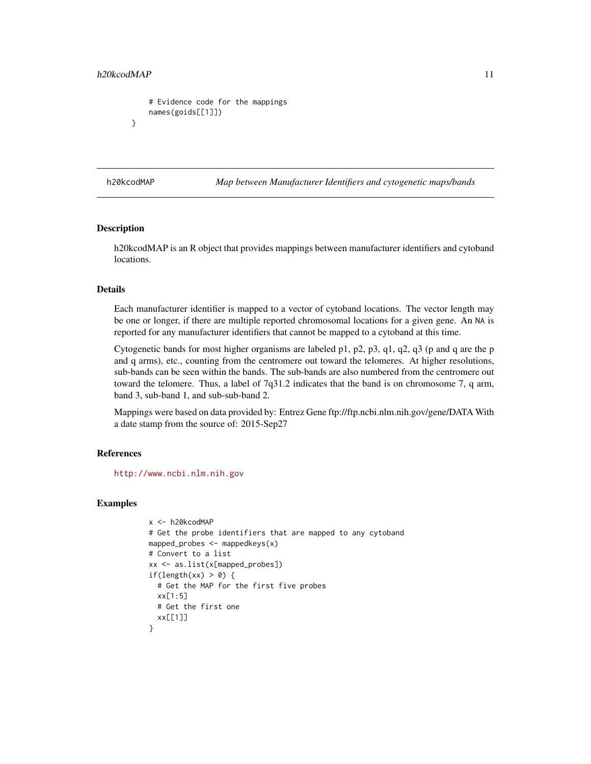```
    # Evidence code for the mappings
    names(goids[[1]])
}
```

## h20kcodMAP — *Map between Manufacturer Identifiers and cytogenetic maps/bands*

### Description

h20kcodMAP is an R object that provides mappings between manufacturer identifiers and cytoband locations.

### Details

Each manufacturer identifier is mapped to a vector of cytoband locations. The vector length may be one or longer, if there are multiple reported chromosomal locations for a given gene. An NA is reported for any manufacturer identifiers that cannot be mapped to a cytoband at this time.

Cytogenetic bands for most higher organisms are labeled p1, p2, p3, q1, q2, q3 (p and q are the p and q arms), etc., counting from the centromere out toward the telomeres. At higher resolutions, sub-bands can be seen within the bands. The sub-bands are also numbered from the centromere out toward the telomere. Thus, a label of 7q31.2 indicates that the band is on chromosome 7, q arm, band 3, sub-band 1, and sub-sub-band 2.

Mappings were based on data provided by: Entrez Gene ftp://ftp.ncbi.nlm.nih.gov/gene/DATA With a date stamp from the source of: 2015-Sep27

### References

http://www.ncbi.nlm.nih.gov

### Examples

```
x <- h20kcodMAP
# Get the probe identifiers that are mapped to any cytoband
mapped_probes <- mappedkeys(x)
# Convert to a list
xx <- as.list(x[mapped_probes])
if(length(xx) > 0) {
  # Get the MAP for the first five probes
  xx[1:5]
  # Get the first one
  xx[[1]]
}
```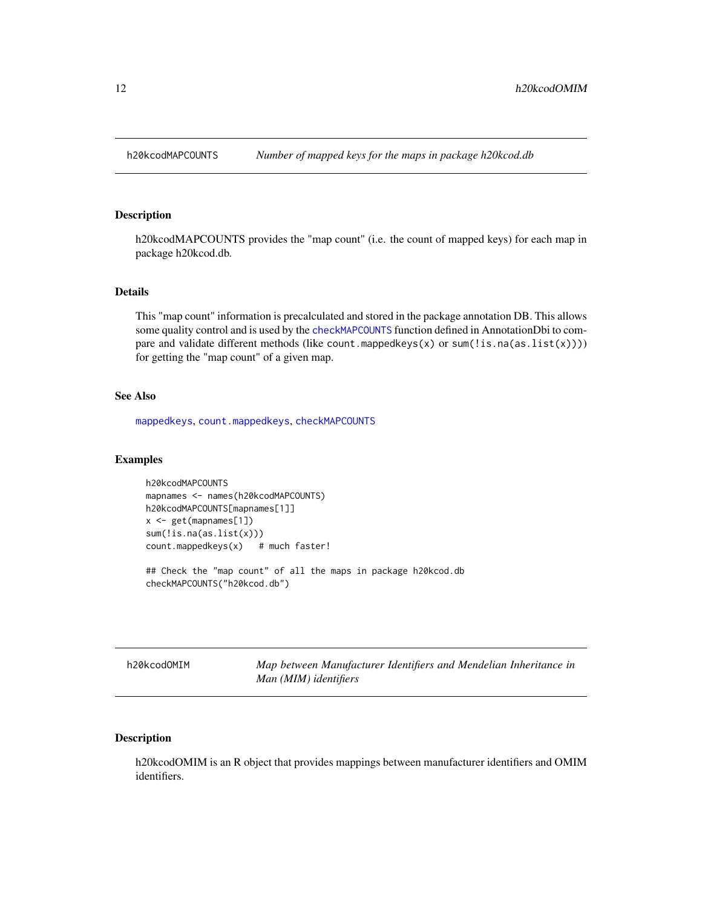## h20kcodMAPCOUNTS — *Number of mapped keys for the maps in package h20kcod.db*

### Description

h20kcodMAPCOUNTS provides the "map count" (i.e. the count of mapped keys) for each map in package h20kcod.db.

### Details

This "map count" information is precalculated and stored in the package annotation DB. This allows some quality control and is used by the checkMAPCOUNTS function defined in AnnotationDbi to compare and validate different methods (like `count.mappedkeys(x)` or `sum(!is.na(as.list(x)))`) for getting the "map count" of a given map.

### See Also

mappedkeys, count.mappedkeys, checkMAPCOUNTS

### Examples

```
h20kcodMAPCOUNTS
mapnames <- names(h20kcodMAPCOUNTS)
h20kcodMAPCOUNTS[mapnames[1]]
x <- get(mapnames[1])
sum(!is.na(as.list(x)))
count.mappedkeys(x)   # much faster!

## Check the "map count" of all the maps in package h20kcod.db
checkMAPCOUNTS("h20kcod.db")
```

## h20kcodOMIM — *Map between Manufacturer Identifiers and Mendelian Inheritance in Man (MIM) identifiers*

### Description

h20kcodOMIM is an R object that provides mappings between manufacturer identifiers and OMIM identifiers.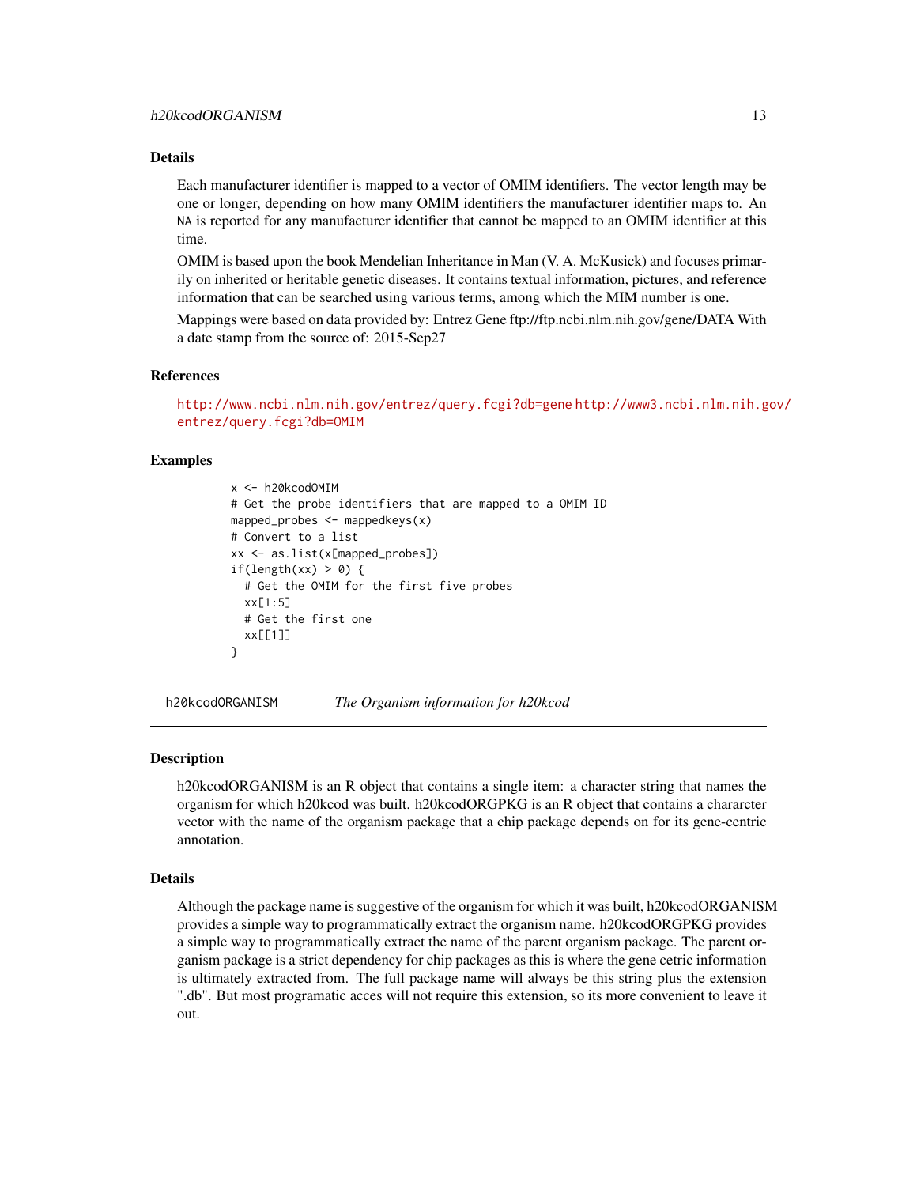## Details

Each manufacturer identifier is mapped to a vector of OMIM identifiers. The vector length may be one or longer, depending on how many OMIM identifiers the manufacturer identifier maps to. An NA is reported for any manufacturer identifier that cannot be mapped to an OMIM identifier at this time.

OMIM is based upon the book Mendelian Inheritance in Man (V. A. McKusick) and focuses primarily on inherited or heritable genetic diseases. It contains textual information, pictures, and reference information that can be searched using various terms, among which the MIM number is one.

Mappings were based on data provided by: Entrez Gene ftp://ftp.ncbi.nlm.nih.gov/gene/DATA With a date stamp from the source of: 2015-Sep27

## References

http://www.ncbi.nlm.nih.gov/entrez/query.fcgi?db=gene http://www3.ncbi.nlm.nih.gov/entrez/query.fcgi?db=OMIM

## Examples

```
x <- h20kcodOMIM
# Get the probe identifiers that are mapped to a OMIM ID
mapped_probes <- mappedkeys(x)
# Convert to a list
xx <- as.list(x[mapped_probes])
if(length(xx) > 0) {
  # Get the OMIM for the first five probes
  xx[1:5]
  # Get the first one
  xx[[1]]
}
```

---

# h20kcodORGANISM — *The Organism information for h20kcod*

## Description

h20kcodORGANISM is an R object that contains a single item: a character string that names the organism for which h20kcod was built. h20kcodORGPKG is an R object that contains a chararcter vector with the name of the organism package that a chip package depends on for its gene-centric annotation.

## Details

Although the package name is suggestive of the organism for which it was built, h20kcodORGANISM provides a simple way to programmatically extract the organism name. h20kcodORGPKG provides a simple way to programmatically extract the name of the parent organism package. The parent organism package is a strict dependency for chip packages as this is where the gene cetric information is ultimately extracted from. The full package name will always be this string plus the extension ".db". But most programatic acces will not require this extension, so its more convenient to leave it out.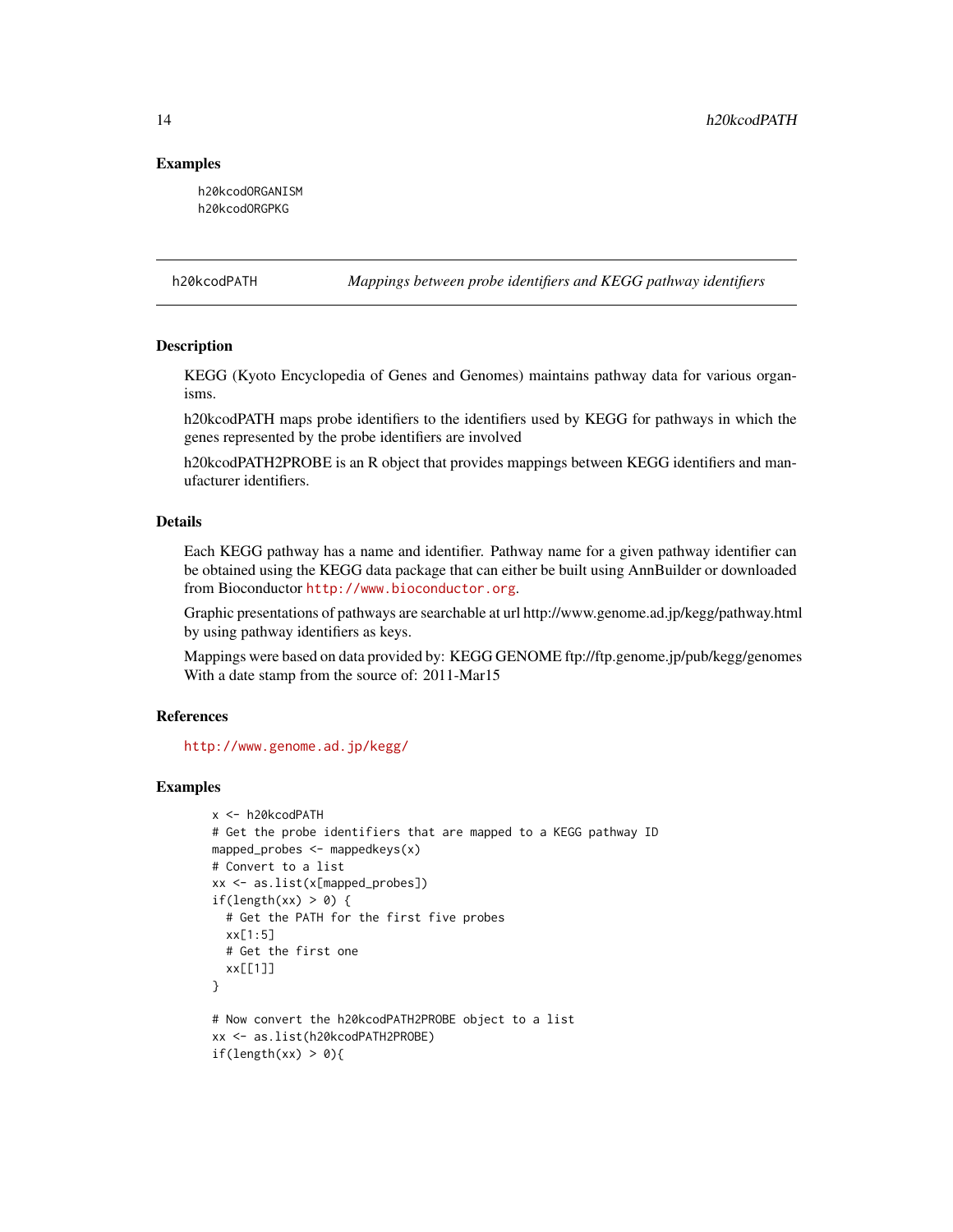### Examples

```
h20kcodORGANISM
h20kcodORGPKG
```

---

## h20kcodPATH — *Mappings between probe identifiers and KEGG pathway identifiers*

### Description

KEGG (Kyoto Encyclopedia of Genes and Genomes) maintains pathway data for various organisms.

h20kcodPATH maps probe identifiers to the identifiers used by KEGG for pathways in which the genes represented by the probe identifiers are involved

h20kcodPATH2PROBE is an R object that provides mappings between KEGG identifiers and manufacturer identifiers.

### Details

Each KEGG pathway has a name and identifier. Pathway name for a given pathway identifier can be obtained using the KEGG data package that can either be built using AnnBuilder or downloaded from Bioconductor http://www.bioconductor.org.

Graphic presentations of pathways are searchable at url http://www.genome.ad.jp/kegg/pathway.html by using pathway identifiers as keys.

Mappings were based on data provided by: KEGG GENOME ftp://ftp.genome.jp/pub/kegg/genomes With a date stamp from the source of: 2011-Mar15

### References

http://www.genome.ad.jp/kegg/

### Examples

```
x <- h20kcodPATH
# Get the probe identifiers that are mapped to a KEGG pathway ID
mapped_probes <- mappedkeys(x)
# Convert to a list
xx <- as.list(x[mapped_probes])
if(length(xx) > 0) {
  # Get the PATH for the first five probes
  xx[1:5]
  # Get the first one
  xx[[1]]
}

# Now convert the h20kcodPATH2PROBE object to a list
xx <- as.list(h20kcodPATH2PROBE)
if(length(xx) > 0){
```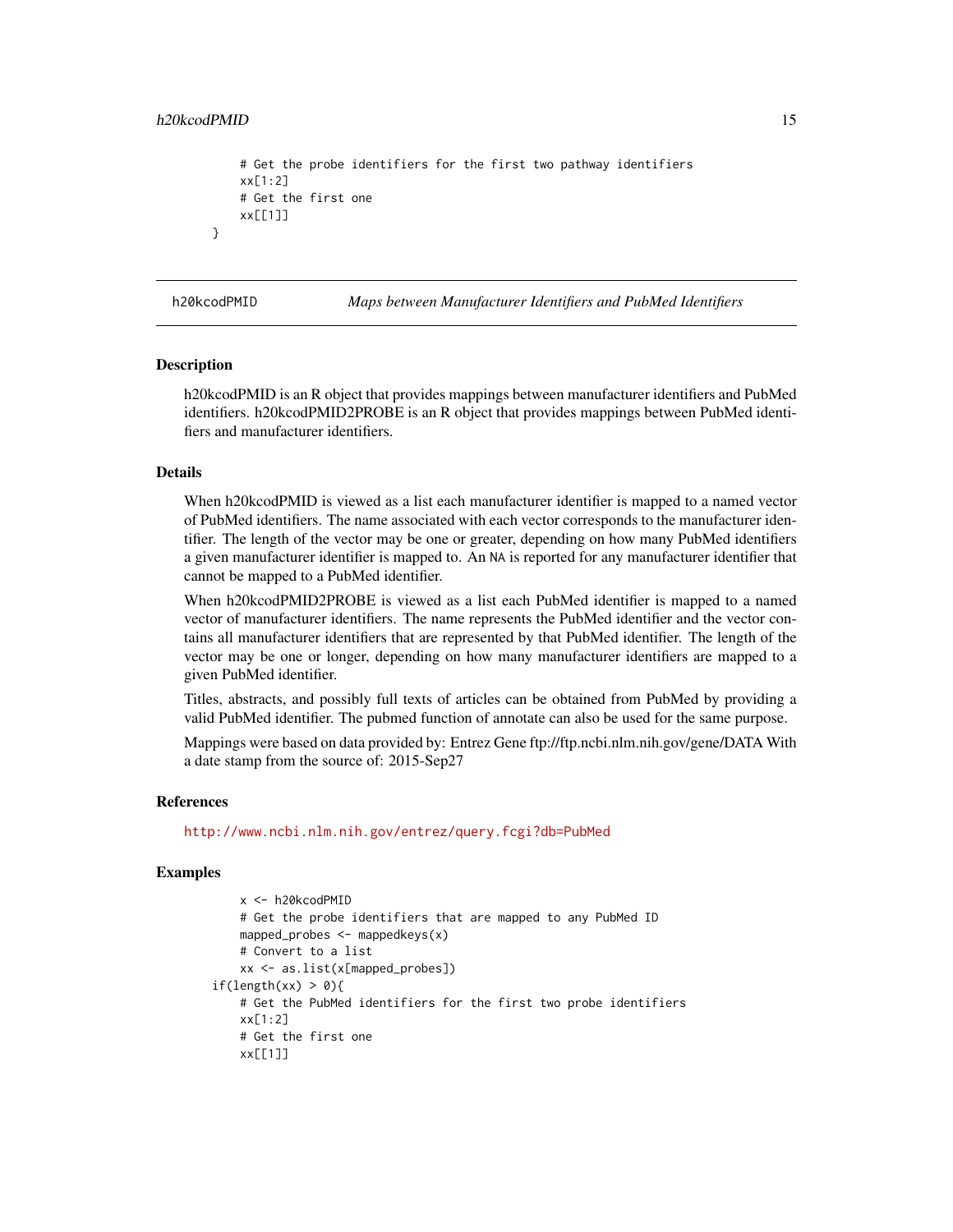```
    # Get the probe identifiers for the first two pathway identifiers
    xx[1:2]
    # Get the first one
    xx[[1]]
}
```

---

## h20kcodPMID *Maps between Manufacturer Identifiers and PubMed Identifiers*

---

### Description

h20kcodPMID is an R object that provides mappings between manufacturer identifiers and PubMed identifiers. h20kcodPMID2PROBE is an R object that provides mappings between PubMed identifiers and manufacturer identifiers.

### Details

When h20kcodPMID is viewed as a list each manufacturer identifier is mapped to a named vector of PubMed identifiers. The name associated with each vector corresponds to the manufacturer identifier. The length of the vector may be one or greater, depending on how many PubMed identifiers a given manufacturer identifier is mapped to. An NA is reported for any manufacturer identifier that cannot be mapped to a PubMed identifier.

When h20kcodPMID2PROBE is viewed as a list each PubMed identifier is mapped to a named vector of manufacturer identifiers. The name represents the PubMed identifier and the vector contains all manufacturer identifiers that are represented by that PubMed identifier. The length of the vector may be one or longer, depending on how many manufacturer identifiers are mapped to a given PubMed identifier.

Titles, abstracts, and possibly full texts of articles can be obtained from PubMed by providing a valid PubMed identifier. The pubmed function of annotate can also be used for the same purpose.

Mappings were based on data provided by: Entrez Gene ftp://ftp.ncbi.nlm.nih.gov/gene/DATA With a date stamp from the source of: 2015-Sep27

### References

http://www.ncbi.nlm.nih.gov/entrez/query.fcgi?db=PubMed

### Examples

```
    x <- h20kcodPMID
    # Get the probe identifiers that are mapped to any PubMed ID
    mapped_probes <- mappedkeys(x)
    # Convert to a list
    xx <- as.list(x[mapped_probes])
if(length(xx) > 0){
    # Get the PubMed identifiers for the first two probe identifiers
    xx[1:2]
    # Get the first one
    xx[[1]]
```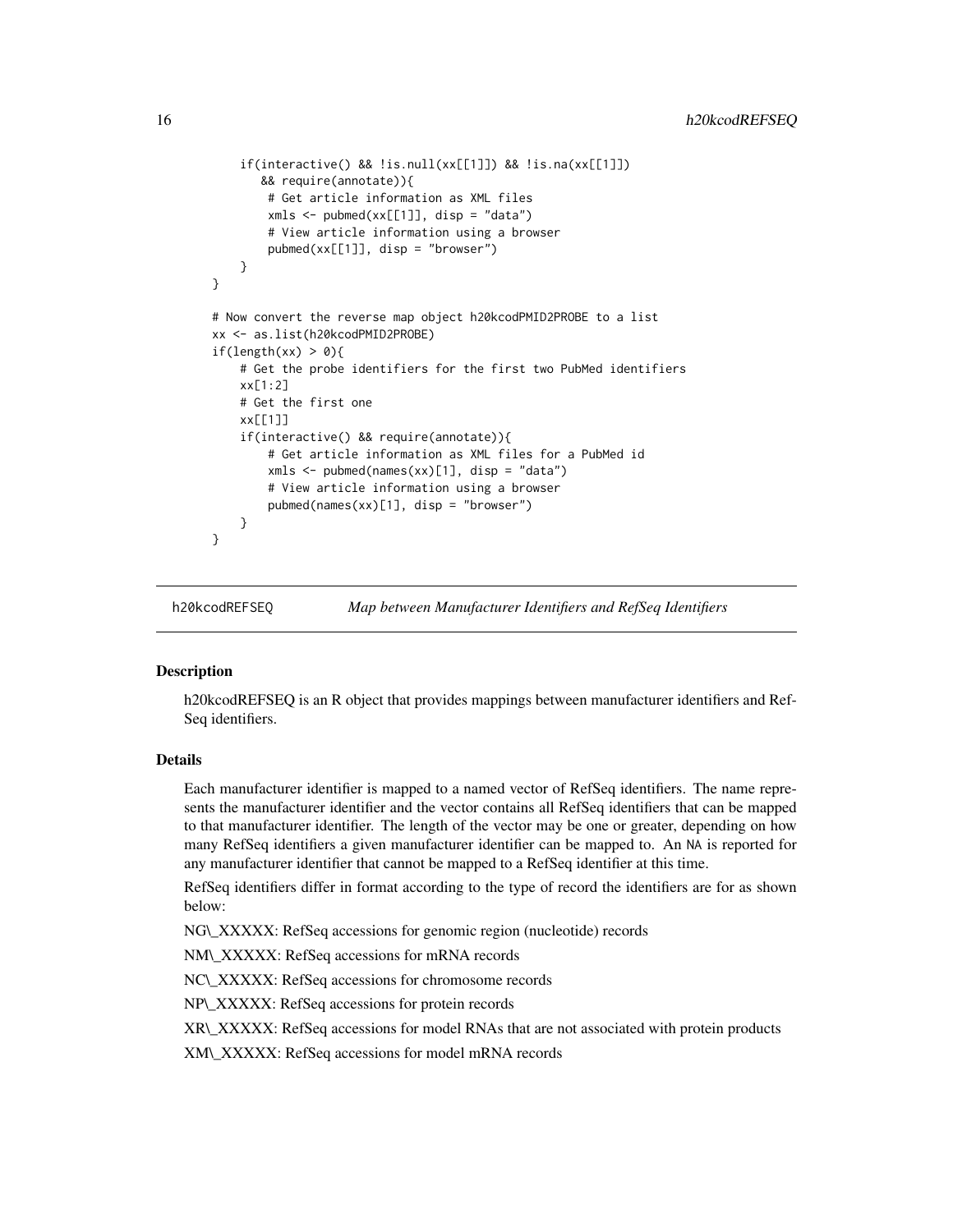```
    if(interactive() && !is.null(xx[[1]]) && !is.na(xx[[1]])
       && require(annotate)){
        # Get article information as XML files
        xmls <- pubmed(xx[[1]], disp = "data")
        # View article information using a browser
        pubmed(xx[[1]], disp = "browser")
    }
}

# Now convert the reverse map object h20kcodPMID2PROBE to a list
xx <- as.list(h20kcodPMID2PROBE)
if(length(xx) > 0){
    # Get the probe identifiers for the first two PubMed identifiers
    xx[1:2]
    # Get the first one
    xx[[1]]
    if(interactive() && require(annotate)){
        # Get article information as XML files for a PubMed id
        xmls <- pubmed(names(xx)[1], disp = "data")
        # View article information using a browser
        pubmed(names(xx)[1], disp = "browser")
    }
}
```

## h20kcodREFSEQ *Map between Manufacturer Identifiers and RefSeq Identifiers*

### Description

h20kcodREFSEQ is an R object that provides mappings between manufacturer identifiers and RefSeq identifiers.

### Details

Each manufacturer identifier is mapped to a named vector of RefSeq identifiers. The name represents the manufacturer identifier and the vector contains all RefSeq identifiers that can be mapped to that manufacturer identifier. The length of the vector may be one or greater, depending on how many RefSeq identifiers a given manufacturer identifier can be mapped to. An NA is reported for any manufacturer identifier that cannot be mapped to a RefSeq identifier at this time.

RefSeq identifiers differ in format according to the type of record the identifiers are for as shown below:

NG\_XXXXX: RefSeq accessions for genomic region (nucleotide) records

NM\_XXXXX: RefSeq accessions for mRNA records

NC\_XXXXX: RefSeq accessions for chromosome records

NP\_XXXXX: RefSeq accessions for protein records

XR\_XXXXX: RefSeq accessions for model RNAs that are not associated with protein products

XM\_XXXXX: RefSeq accessions for model mRNA records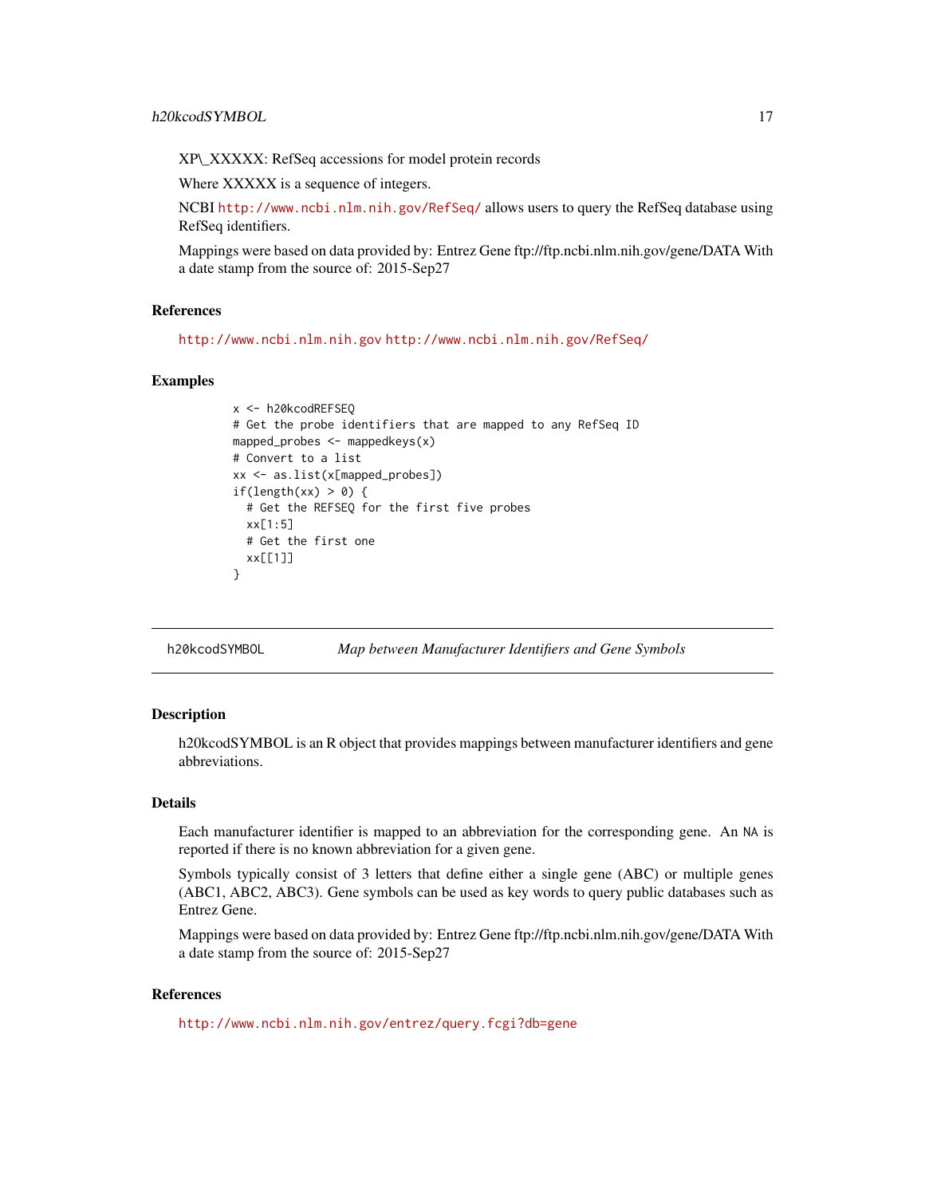XP\_XXXXX: RefSeq accessions for model protein records

Where XXXXX is a sequence of integers.

NCBI http://www.ncbi.nlm.nih.gov/RefSeq/ allows users to query the RefSeq database using RefSeq identifiers.

Mappings were based on data provided by: Entrez Gene ftp://ftp.ncbi.nlm.nih.gov/gene/DATA With a date stamp from the source of: 2015-Sep27

### References

http://www.ncbi.nlm.nih.gov http://www.ncbi.nlm.nih.gov/RefSeq/

### Examples

```
x <- h20kcodREFSEQ
# Get the probe identifiers that are mapped to any RefSeq ID
mapped_probes <- mappedkeys(x)
# Convert to a list
xx <- as.list(x[mapped_probes])
if(length(xx) > 0) {
  # Get the REFSEQ for the first five probes
  xx[1:5]
  # Get the first one
  xx[[1]]
}
```

---

## h20kcodSYMBOL *Map between Manufacturer Identifiers and Gene Symbols*

---

### Description

h20kcodSYMBOL is an R object that provides mappings between manufacturer identifiers and gene abbreviations.

### Details

Each manufacturer identifier is mapped to an abbreviation for the corresponding gene. An NA is reported if there is no known abbreviation for a given gene.

Symbols typically consist of 3 letters that define either a single gene (ABC) or multiple genes (ABC1, ABC2, ABC3). Gene symbols can be used as key words to query public databases such as Entrez Gene.

Mappings were based on data provided by: Entrez Gene ftp://ftp.ncbi.nlm.nih.gov/gene/DATA With a date stamp from the source of: 2015-Sep27

### References

http://www.ncbi.nlm.nih.gov/entrez/query.fcgi?db=gene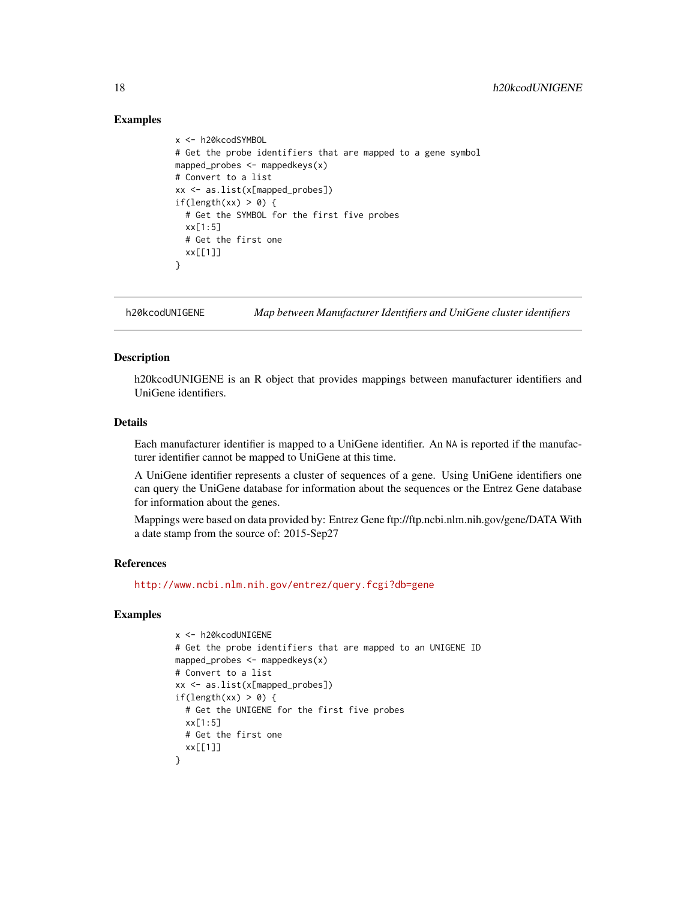## Examples

```
x <- h20kcodSYMBOL
# Get the probe identifiers that are mapped to a gene symbol
mapped_probes <- mappedkeys(x)
# Convert to a list
xx <- as.list(x[mapped_probes])
if(length(xx) > 0) {
  # Get the SYMBOL for the first five probes
  xx[1:5]
  # Get the first one
  xx[[1]]
}
```

---

# h20kcodUNIGENE — *Map between Manufacturer Identifiers and UniGene cluster identifiers*

---

## Description

h20kcodUNIGENE is an R object that provides mappings between manufacturer identifiers and UniGene identifiers.

## Details

Each manufacturer identifier is mapped to a UniGene identifier. An NA is reported if the manufacturer identifier cannot be mapped to UniGene at this time.

A UniGene identifier represents a cluster of sequences of a gene. Using UniGene identifiers one can query the UniGene database for information about the sequences or the Entrez Gene database for information about the genes.

Mappings were based on data provided by: Entrez Gene ftp://ftp.ncbi.nlm.nih.gov/gene/DATA With a date stamp from the source of: 2015-Sep27

## References

http://www.ncbi.nlm.nih.gov/entrez/query.fcgi?db=gene

## Examples

```
x <- h20kcodUNIGENE
# Get the probe identifiers that are mapped to an UNIGENE ID
mapped_probes <- mappedkeys(x)
# Convert to a list
xx <- as.list(x[mapped_probes])
if(length(xx) > 0) {
  # Get the UNIGENE for the first five probes
  xx[1:5]
  # Get the first one
  xx[[1]]
}
```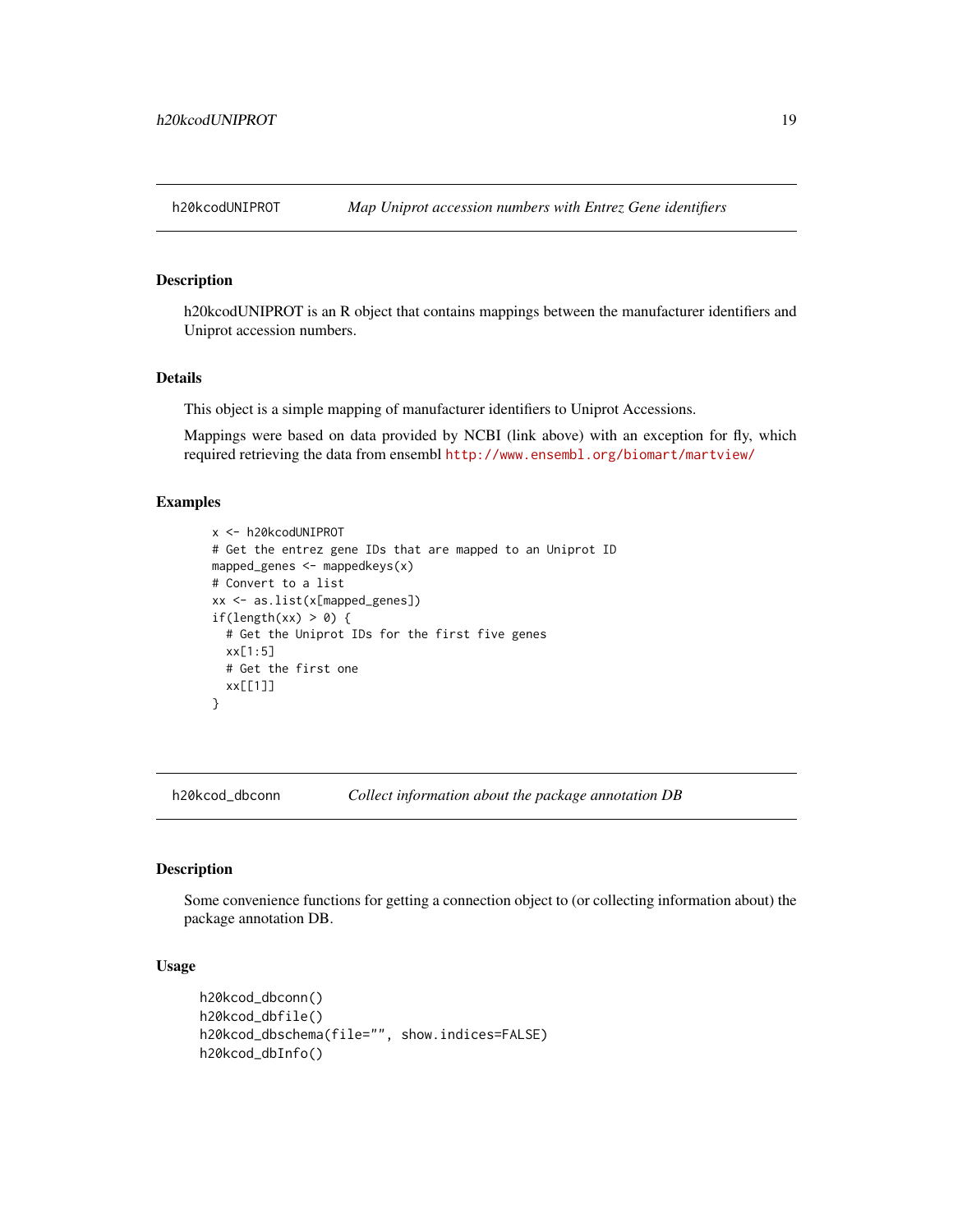## h20kcodUNIPROT — *Map Uniprot accession numbers with Entrez Gene identifiers*

### Description

h20kcodUNIPROT is an R object that contains mappings between the manufacturer identifiers and Uniprot accession numbers.

### Details

This object is a simple mapping of manufacturer identifiers to Uniprot Accessions.

Mappings were based on data provided by NCBI (link above) with an exception for fly, which required retrieving the data from ensembl http://www.ensembl.org/biomart/martview/

### Examples

```
x <- h20kcodUNIPROT
# Get the entrez gene IDs that are mapped to an Uniprot ID
mapped_genes <- mappedkeys(x)
# Convert to a list
xx <- as.list(x[mapped_genes])
if(length(xx) > 0) {
  # Get the Uniprot IDs for the first five genes
  xx[1:5]
  # Get the first one
  xx[[1]]
}
```

## h20kcod_dbconn — *Collect information about the package annotation DB*

### Description

Some convenience functions for getting a connection object to (or collecting information about) the package annotation DB.

### Usage

```
h20kcod_dbconn()
h20kcod_dbfile()
h20kcod_dbschema(file="", show.indices=FALSE)
h20kcod_dbInfo()
```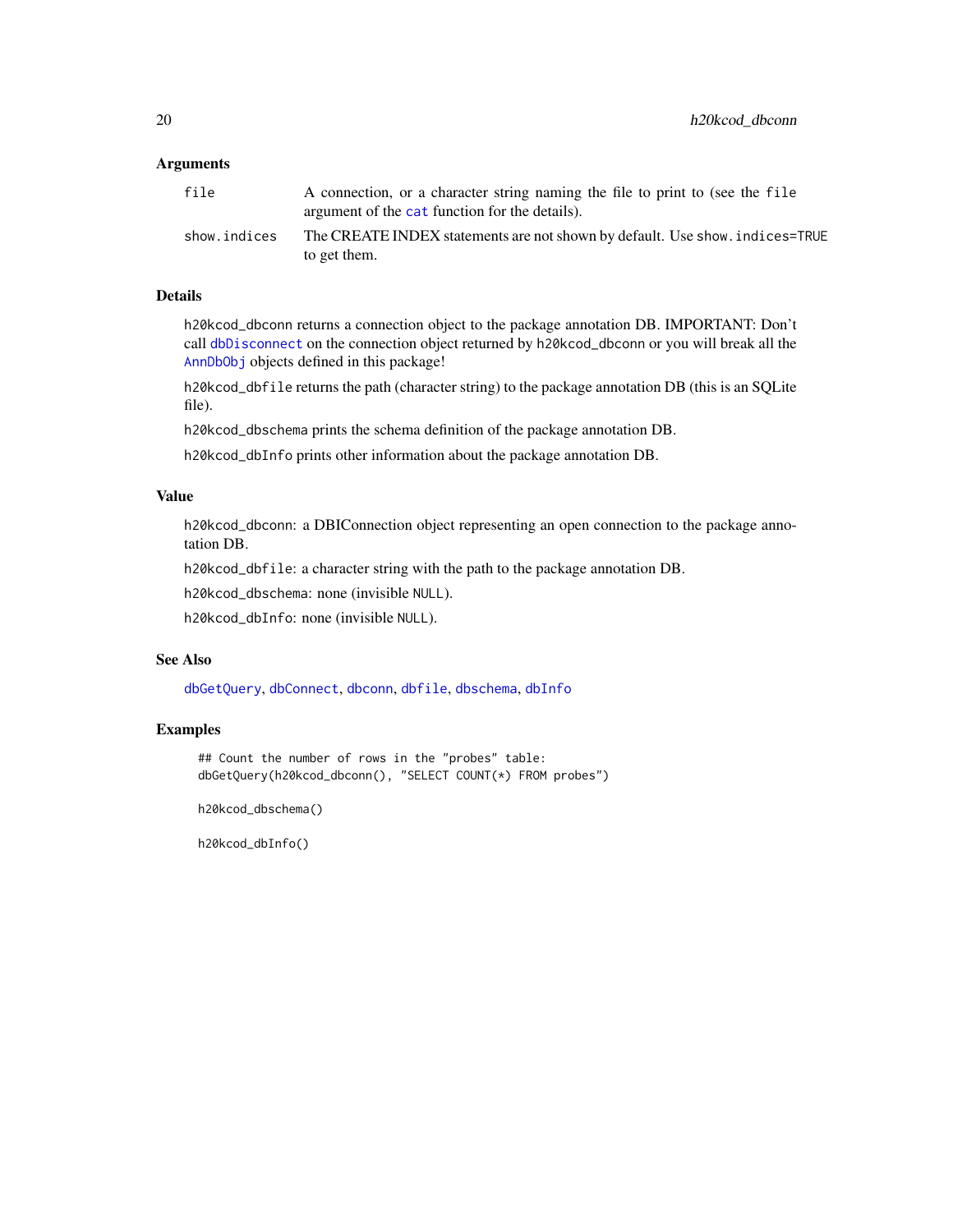### Arguments

| | |
|---|---|
| file | A connection, or a character string naming the file to print to (see the file argument of the cat function for the details). |
| show.indices | The CREATE INDEX statements are not shown by default. Use show.indices=TRUE to get them. |

### Details

h20kcod_dbconn returns a connection object to the package annotation DB. IMPORTANT: Don't call dbDisconnect on the connection object returned by h20kcod_dbconn or you will break all the AnnDbObj objects defined in this package!

h20kcod_dbfile returns the path (character string) to the package annotation DB (this is an SQLite file).

h20kcod_dbschema prints the schema definition of the package annotation DB.

h20kcod_dbInfo prints other information about the package annotation DB.

### Value

h20kcod_dbconn: a DBIConnection object representing an open connection to the package annotation DB.

h20kcod_dbfile: a character string with the path to the package annotation DB.

h20kcod_dbschema: none (invisible NULL).

h20kcod_dbInfo: none (invisible NULL).

### See Also

dbGetQuery, dbConnect, dbconn, dbfile, dbschema, dbInfo

### Examples

```
## Count the number of rows in the "probes" table:
dbGetQuery(h20kcod_dbconn(), "SELECT COUNT(*) FROM probes")

h20kcod_dbschema()

h20kcod_dbInfo()
```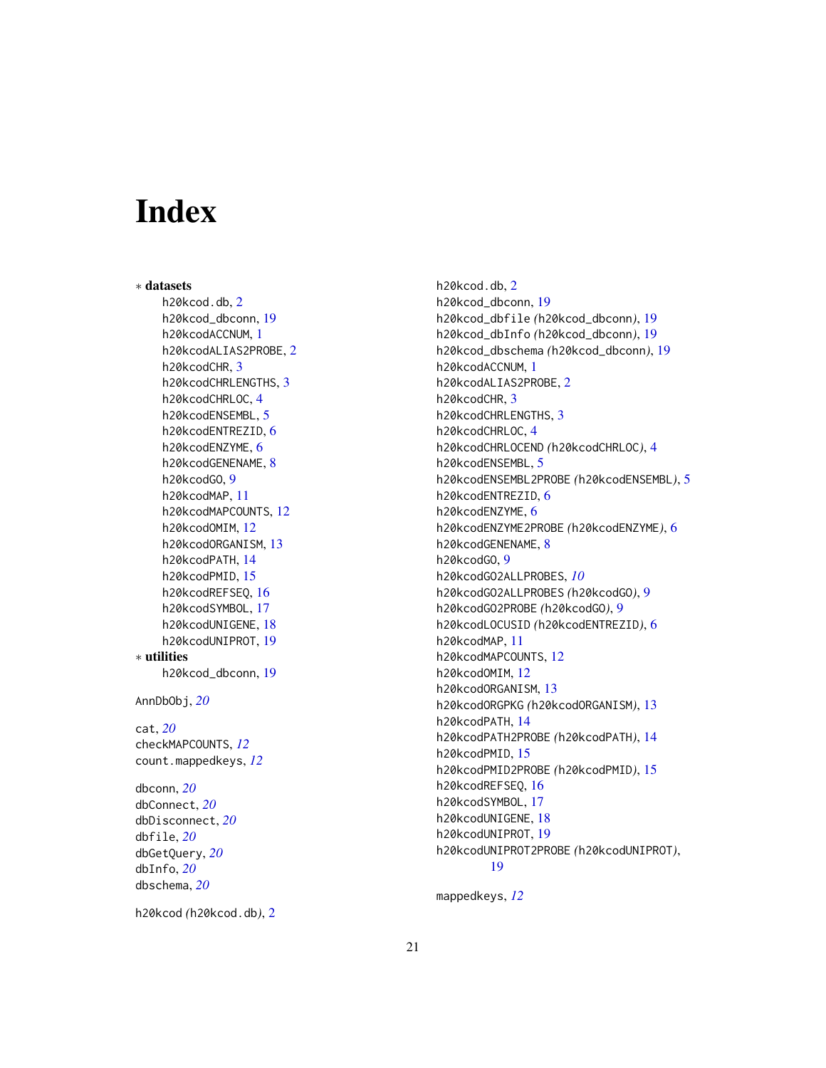# Index

∗ **datasets**
- h20kcod.db, 2
- h20kcod_dbconn, 19
- h20kcodACCNUM, 1
- h20kcodALIAS2PROBE, 2
- h20kcodCHR, 3
- h20kcodCHRLENGTHS, 3
- h20kcodCHRLOC, 4
- h20kcodENSEMBL, 5
- h20kcodENTREZID, 6
- h20kcodENZYME, 6
- h20kcodGENENAME, 8
- h20kcodGO, 9
- h20kcodMAP, 11
- h20kcodMAPCOUNTS, 12
- h20kcodOMIM, 12
- h20kcodORGANISM, 13
- h20kcodPATH, 14
- h20kcodPMID, 15
- h20kcodREFSEQ, 16
- h20kcodSYMBOL, 17
- h20kcodUNIGENE, 18
- h20kcodUNIPROT, 19

∗ **utilities**
- h20kcod_dbconn, 19

AnnDbObj, *20*

cat, *20*
checkMAPCOUNTS, *12*
count.mappedkeys, *12*

dbconn, *20*
dbConnect, *20*
dbDisconnect, *20*
dbfile, *20*
dbGetQuery, *20*
dbInfo, *20*
dbschema, *20*

h20kcod *(h20kcod.db)*, 2
h20kcod.db, 2
h20kcod_dbconn, 19
h20kcod_dbfile *(h20kcod_dbconn)*, 19
h20kcod_dbInfo *(h20kcod_dbconn)*, 19
h20kcod_dbschema *(h20kcod_dbconn)*, 19
h20kcodACCNUM, 1
h20kcodALIAS2PROBE, 2
h20kcodCHR, 3
h20kcodCHRLENGTHS, 3
h20kcodCHRLOC, 4
h20kcodCHRLOCEND *(h20kcodCHRLOC)*, 4
h20kcodENSEMBL, 5
h20kcodENSEMBL2PROBE *(h20kcodENSEMBL)*, 5
h20kcodENTREZID, 6
h20kcodENZYME, 6
h20kcodENZYME2PROBE *(h20kcodENZYME)*, 6
h20kcodGENENAME, 8
h20kcodGO, 9
h20kcodGO2ALLPROBES, *10*
h20kcodGO2ALLPROBES *(h20kcodGO)*, 9
h20kcodGO2PROBE *(h20kcodGO)*, 9
h20kcodLOCUSID *(h20kcodENTREZID)*, 6
h20kcodMAP, 11
h20kcodMAPCOUNTS, 12
h20kcodOMIM, 12
h20kcodORGANISM, 13
h20kcodORGPKG *(h20kcodORGANISM)*, 13
h20kcodPATH, 14
h20kcodPATH2PROBE *(h20kcodPATH)*, 14
h20kcodPMID, 15
h20kcodPMID2PROBE *(h20kcodPMID)*, 15
h20kcodREFSEQ, 16
h20kcodSYMBOL, 17
h20kcodUNIGENE, 18
h20kcodUNIPROT, 19
h20kcodUNIPROT2PROBE *(h20kcodUNIPROT)*, 19

mappedkeys, *12*